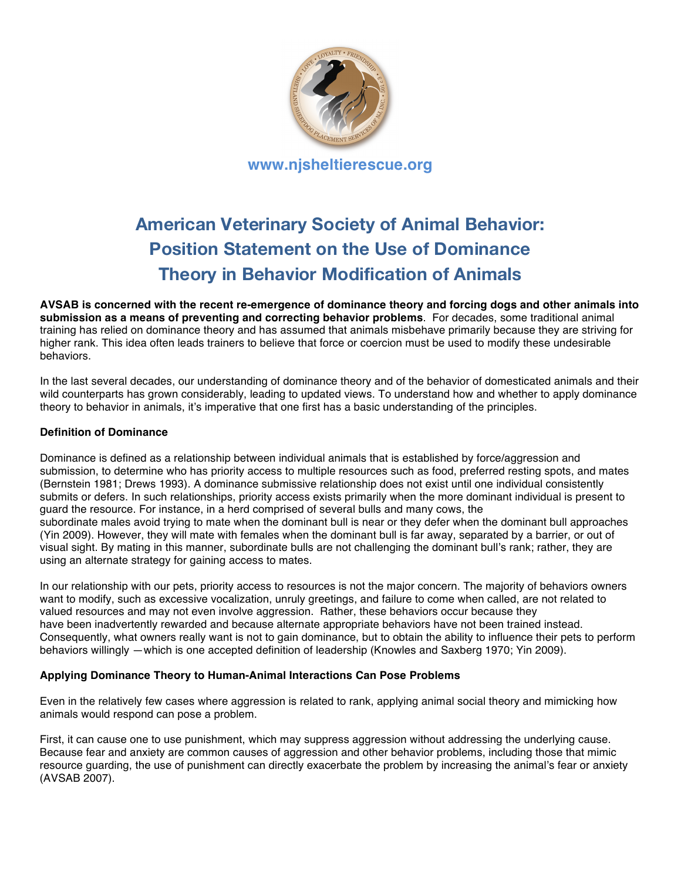www.njsheltierescue.org

# American Veterinary Society of Animal Behavior: Position Statement on the Use of Dominance Theory in Behavior Modification of Animals

**AVSAB is concerned with the recent re-emergence of dominance theory and forcing dogs and other animals into submission as a means of preventing and correcting behavior problems**. For decades, some traditional animal training has relied on dominance theory and has assumed that animals misbehave primarily because they are striving for higher rank. This idea often leads trainers to believe that force or coercion must be used to modify these undesirable behaviors.

In the last several decades, our understanding of dominance theory and of the behavior of domesticated animals and their wild counterparts has grown considerably, leading to updated views. To understand how and whether to apply dominance theory to behavior in animals, it's imperative that one first has a basic understanding of the principles.

### Definition of Dominance

Dominance is defined as a relationship between individual animals that is established by force/aggression and submission, to determine who has priority access to multiple resources such as food, preferred resting spots, and mates (Bernstein 1981; Drews 1993). A dominance submissive relationship does not exist until one individual consistently submits or defers. In such relationships, priority access exists primarily when the more dominant individual is present to guard the resource. For instance, in a herd comprised of several bulls and many cows, the subordinate males avoid trying to mate when the dominant bull is near or they defer when the dominant bull approaches (Yin 2009). However, they will mate with females when the dominant bull is far away, separated by a barrier, or out of visual sight. By mating in this manner, subordinate bulls are not challenging the dominant bull's rank; rather, they are using an alternate strategy for gaining access to mates.

In our relationship with our pets, priority access to resources is not the major concern. The majority of behaviors owners want to modify, such as excessive vocalization, unruly greetings, and failure to come when called, are not related to valued resources and may not even involve aggression. Rather, these behaviors occur because they have been inadvertently rewarded and because alternate appropriate behaviors have not been trained instead. Consequently, what owners really want is not to gain dominance, but to obtain the ability to influence their pets to perform behaviors willingly —which is one accepted definition of leadership (Knowles and Saxberg 1970; Yin 2009).

### Applying Dominance Theory to Human-Animal Interactions Can Pose Problems

Even in the relatively few cases where aggression is related to rank, applying animal social theory and mimicking how animals would respond can pose a problem.

First, it can cause one to use punishment, which may suppress aggression without addressing the underlying cause. Because fear and anxiety are common causes of aggression and other behavior problems, including those that mimic resource guarding, the use of punishment can directly exacerbate the problem by increasing the animal's fear or anxiety (AVSAB 2007).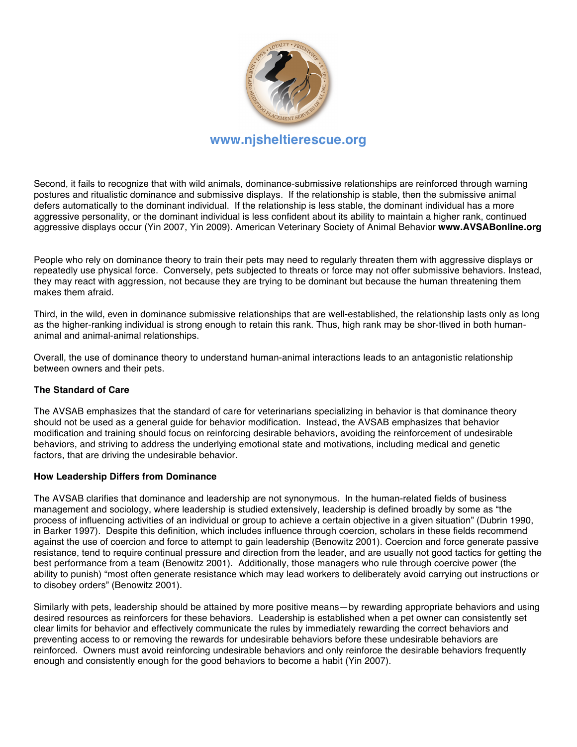Second, it fails to recognize that with wild animals, dominance-submissive relationships are reinforced through warning postures and ritualistic dominance and submissive displays. If the relationship is stable, then the submissive animal defers automatically to the dominant individual. If the relationship is less stable, the dominant individual has a more aggressive personality, or the dominant individual is less confident about its ability to maintain a higher rank, continued aggressive displays occur (Yin 2007, Yin 2009). American Veterinary Society of Animal Behavior **www.AVSABonline.org**

People who rely on dominance theory to train their pets may need to regularly threaten them with aggressive displays or repeatedly use physical force. Conversely, pets subjected to threats or force may not offer submissive behaviors. Instead, they may react with aggression, not because they are trying to be dominant but because the human threatening them makes them afraid.

Third, in the wild, even in dominance submissive relationships that are well-established, the relationship lasts only as long as the higher-ranking individual is strong enough to retain this rank. Thus, high rank may be shor-tlived in both human-animal and animal-animal relationships.

Overall, the use of dominance theory to understand human-animal interactions leads to an antagonistic relationship between owners and their pets.

**The Standard of Care**

The AVSAB emphasizes that the standard of care for veterinarians specializing in behavior is that dominance theory should not be used as a general guide for behavior modification. Instead, the AVSAB emphasizes that behavior modification and training should focus on reinforcing desirable behaviors, avoiding the reinforcement of undesirable behaviors, and striving to address the underlying emotional state and motivations, including medical and genetic factors, that are driving the undesirable behavior.

**How Leadership Differs from Dominance**

The AVSAB clarifies that dominance and leadership are not synonymous. In the human-related fields of business management and sociology, where leadership is studied extensively, leadership is defined broadly by some as "the process of influencing activities of an individual or group to achieve a certain objective in a given situation" (Dubrin 1990, in Barker 1997). Despite this definition, which includes influence through coercion, scholars in these fields recommend against the use of coercion and force to attempt to gain leadership (Benowitz 2001). Coercion and force generate passive resistance, tend to require continual pressure and direction from the leader, and are usually not good tactics for getting the best performance from a team (Benowitz 2001). Additionally, those managers who rule through coercive power (the ability to punish) "most often generate resistance which may lead workers to deliberately avoid carrying out instructions or to disobey orders" (Benowitz 2001).

Similarly with pets, leadership should be attained by more positive means—by rewarding appropriate behaviors and using desired resources as reinforcers for these behaviors. Leadership is established when a pet owner can consistently set clear limits for behavior and effectively communicate the rules by immediately rewarding the correct behaviors and preventing access to or removing the rewards for undesirable behaviors before these undesirable behaviors are reinforced. Owners must avoid reinforcing undesirable behaviors and only reinforce the desirable behaviors frequently enough and consistently enough for the good behaviors to become a habit (Yin 2007).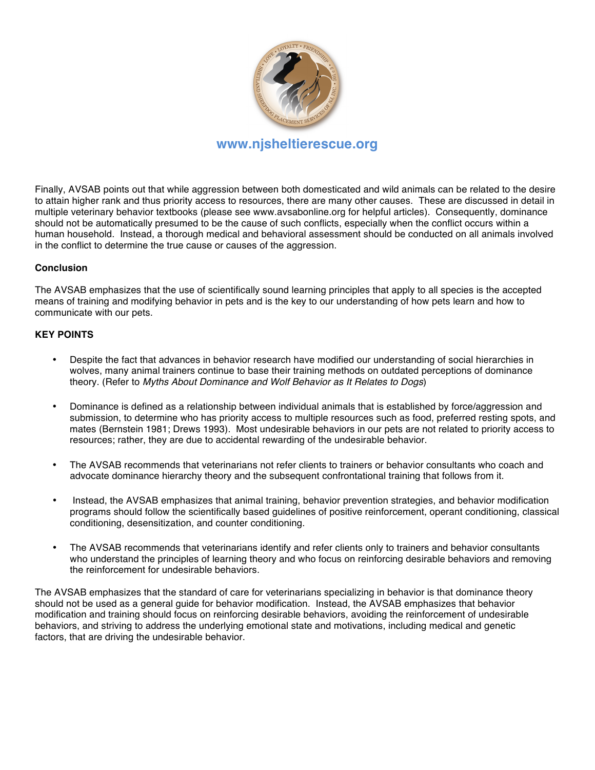www.njsheltierescue.org

Finally, AVSAB points out that while aggression between both domesticated and wild animals can be related to the desire to attain higher rank and thus priority access to resources, there are many other causes. These are discussed in detail in multiple veterinary behavior textbooks (please see www.avsabonline.org for helpful articles). Consequently, dominance should not be automatically presumed to be the cause of such conflicts, especially when the conflict occurs within a human household. Instead, a thorough medical and behavioral assessment should be conducted on all animals involved in the conflict to determine the true cause or causes of the aggression.

**Conclusion**

The AVSAB emphasizes that the use of scientifically sound learning principles that apply to all species is the accepted means of training and modifying behavior in pets and is the key to our understanding of how pets learn and how to communicate with our pets.

**KEY POINTS**

- Despite the fact that advances in behavior research have modified our understanding of social hierarchies in wolves, many animal trainers continue to base their training methods on outdated perceptions of dominance theory. (Refer to *Myths About Dominance and Wolf Behavior as It Relates to Dogs*)
- Dominance is defined as a relationship between individual animals that is established by force/aggression and submission, to determine who has priority access to multiple resources such as food, preferred resting spots, and mates (Bernstein 1981; Drews 1993). Most undesirable behaviors in our pets are not related to priority access to resources; rather, they are due to accidental rewarding of the undesirable behavior.
- The AVSAB recommends that veterinarians not refer clients to trainers or behavior consultants who coach and advocate dominance hierarchy theory and the subsequent confrontational training that follows from it.
- Instead, the AVSAB emphasizes that animal training, behavior prevention strategies, and behavior modification programs should follow the scientifically based guidelines of positive reinforcement, operant conditioning, classical conditioning, desensitization, and counter conditioning.
- The AVSAB recommends that veterinarians identify and refer clients only to trainers and behavior consultants who understand the principles of learning theory and who focus on reinforcing desirable behaviors and removing the reinforcement for undesirable behaviors.

The AVSAB emphasizes that the standard of care for veterinarians specializing in behavior is that dominance theory should not be used as a general guide for behavior modification. Instead, the AVSAB emphasizes that behavior modification and training should focus on reinforcing desirable behaviors, avoiding the reinforcement of undesirable behaviors, and striving to address the underlying emotional state and motivations, including medical and genetic factors, that are driving the undesirable behavior.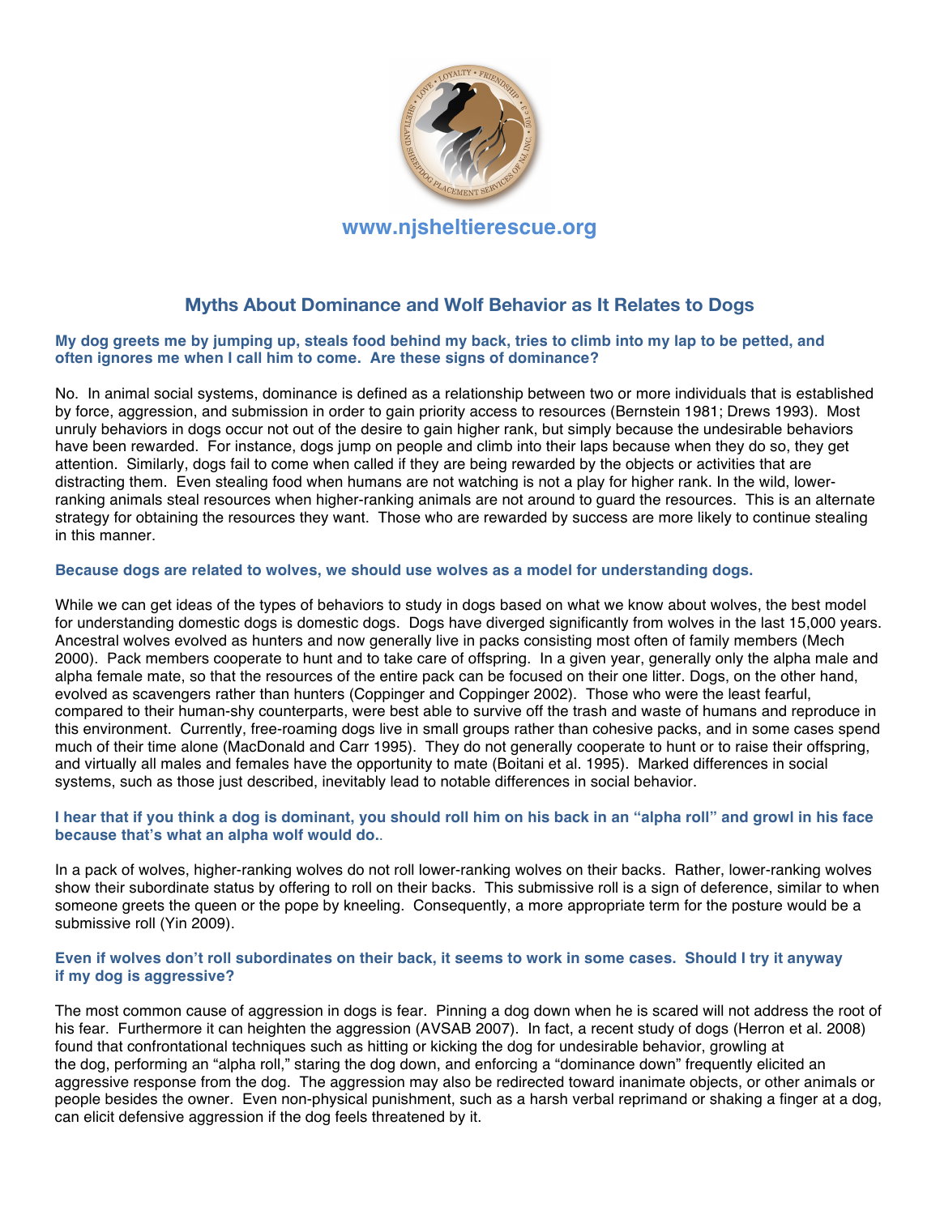www.njsheltierescue.org

## Myths About Dominance and Wolf Behavior as It Relates to Dogs

### My dog greets me by jumping up, steals food behind my back, tries to climb into my lap to be petted, and often ignores me when I call him to come. Are these signs of dominance?

No. In animal social systems, dominance is defined as a relationship between two or more individuals that is established by force, aggression, and submission in order to gain priority access to resources (Bernstein 1981; Drews 1993). Most unruly behaviors in dogs occur not out of the desire to gain higher rank, but simply because the undesirable behaviors have been rewarded. For instance, dogs jump on people and climb into their laps because when they do so, they get attention. Similarly, dogs fail to come when called if they are being rewarded by the objects or activities that are distracting them. Even stealing food when humans are not watching is not a play for higher rank. In the wild, lower-ranking animals steal resources when higher-ranking animals are not around to guard the resources. This is an alternate strategy for obtaining the resources they want. Those who are rewarded by success are more likely to continue stealing in this manner.

### Because dogs are related to wolves, we should use wolves as a model for understanding dogs.

While we can get ideas of the types of behaviors to study in dogs based on what we know about wolves, the best model for understanding domestic dogs is domestic dogs. Dogs have diverged significantly from wolves in the last 15,000 years. Ancestral wolves evolved as hunters and now generally live in packs consisting most often of family members (Mech 2000). Pack members cooperate to hunt and to take care of offspring. In a given year, generally only the alpha male and alpha female mate, so that the resources of the entire pack can be focused on their one litter. Dogs, on the other hand, evolved as scavengers rather than hunters (Coppinger and Coppinger 2002). Those who were the least fearful, compared to their human-shy counterparts, were best able to survive off the trash and waste of humans and reproduce in this environment. Currently, free-roaming dogs live in small groups rather than cohesive packs, and in some cases spend much of their time alone (MacDonald and Carr 1995). They do not generally cooperate to hunt or to raise their offspring, and virtually all males and females have the opportunity to mate (Boitani et al. 1995). Marked differences in social systems, such as those just described, inevitably lead to notable differences in social behavior.

### I hear that if you think a dog is dominant, you should roll him on his back in an "alpha roll" and growl in his face because that's what an alpha wolf would do..

In a pack of wolves, higher-ranking wolves do not roll lower-ranking wolves on their backs. Rather, lower-ranking wolves show their subordinate status by offering to roll on their backs. This submissive roll is a sign of deference, similar to when someone greets the queen or the pope by kneeling. Consequently, a more appropriate term for the posture would be a submissive roll (Yin 2009).

### Even if wolves don't roll subordinates on their back, it seems to work in some cases. Should I try it anyway if my dog is aggressive?

The most common cause of aggression in dogs is fear. Pinning a dog down when he is scared will not address the root of his fear. Furthermore it can heighten the aggression (AVSAB 2007). In fact, a recent study of dogs (Herron et al. 2008) found that confrontational techniques such as hitting or kicking the dog for undesirable behavior, growling at the dog, performing an "alpha roll," staring the dog down, and enforcing a "dominance down" frequently elicited an aggressive response from the dog. The aggression may also be redirected toward inanimate objects, or other animals or people besides the owner. Even non-physical punishment, such as a harsh verbal reprimand or shaking a finger at a dog, can elicit defensive aggression if the dog feels threatened by it.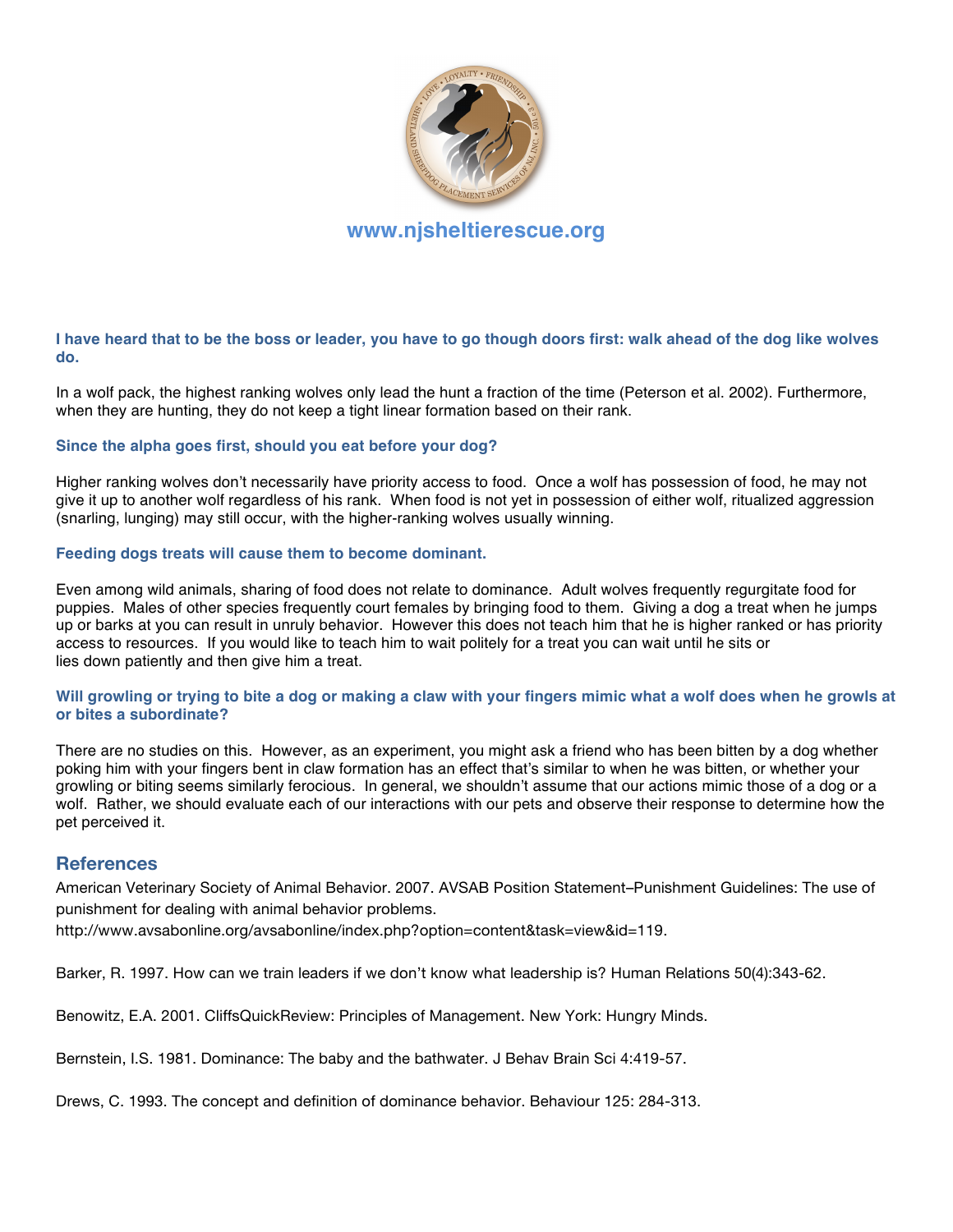www.njsheltierescue.org

### I have heard that to be the boss or leader, you have to go though doors first: walk ahead of the dog like wolves do.

In a wolf pack, the highest ranking wolves only lead the hunt a fraction of the time (Peterson et al. 2002). Furthermore, when they are hunting, they do not keep a tight linear formation based on their rank.

### Since the alpha goes first, should you eat before your dog?

Higher ranking wolves don't necessarily have priority access to food. Once a wolf has possession of food, he may not give it up to another wolf regardless of his rank. When food is not yet in possession of either wolf, ritualized aggression (snarling, lunging) may still occur, with the higher-ranking wolves usually winning.

### Feeding dogs treats will cause them to become dominant.

Even among wild animals, sharing of food does not relate to dominance. Adult wolves frequently regurgitate food for puppies. Males of other species frequently court females by bringing food to them. Giving a dog a treat when he jumps up or barks at you can result in unruly behavior. However this does not teach him that he is higher ranked or has priority access to resources. If you would like to teach him to wait politely for a treat you can wait until he sits or lies down patiently and then give him a treat.

### Will growling or trying to bite a dog or making a claw with your fingers mimic what a wolf does when he growls at or bites a subordinate?

There are no studies on this. However, as an experiment, you might ask a friend who has been bitten by a dog whether poking him with your fingers bent in claw formation has an effect that's similar to when he was bitten, or whether your growling or biting seems similarly ferocious. In general, we shouldn't assume that our actions mimic those of a dog or a wolf. Rather, we should evaluate each of our interactions with our pets and observe their response to determine how the pet perceived it.

## References

American Veterinary Society of Animal Behavior. 2007. AVSAB Position Statement–Punishment Guidelines: The use of punishment for dealing with animal behavior problems. http://www.avsabonline.org/avsabonline/index.php?option=content&task=view&id=119.

Barker, R. 1997. How can we train leaders if we don't know what leadership is? Human Relations 50(4):343-62.

Benowitz, E.A. 2001. CliffsQuickReview: Principles of Management. New York: Hungry Minds.

Bernstein, I.S. 1981. Dominance: The baby and the bathwater. J Behav Brain Sci 4:419-57.

Drews, C. 1993. The concept and definition of dominance behavior. Behaviour 125: 284-313.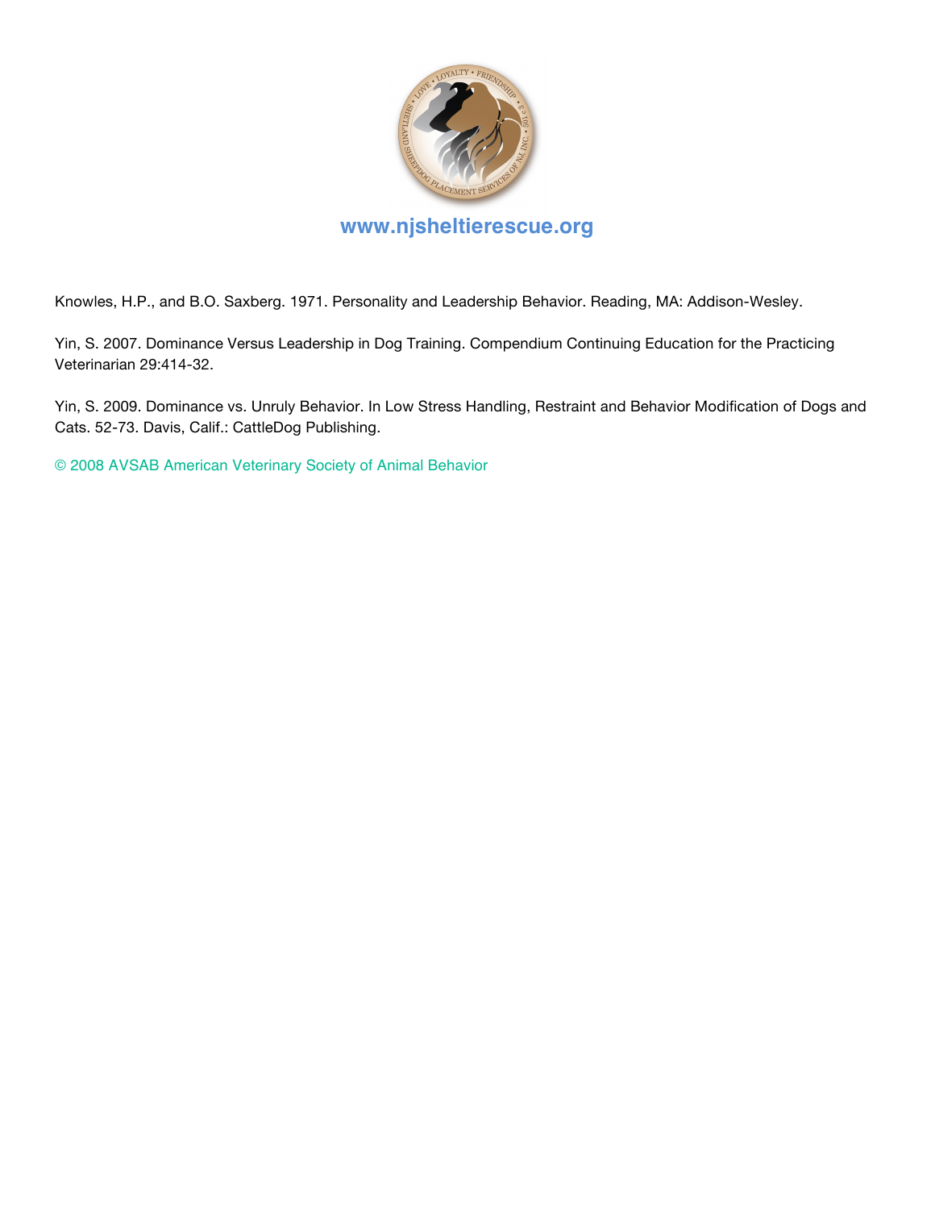www.njsheltierescue.org

Knowles, H.P., and B.O. Saxberg. 1971. Personality and Leadership Behavior. Reading, MA: Addison-Wesley.

Yin, S. 2007. Dominance Versus Leadership in Dog Training. Compendium Continuing Education for the Practicing Veterinarian 29:414-32.

Yin, S. 2009. Dominance vs. Unruly Behavior. In Low Stress Handling, Restraint and Behavior Modification of Dogs and Cats. 52-73. Davis, Calif.: CattleDog Publishing.

© 2008 AVSAB American Veterinary Society of Animal Behavior